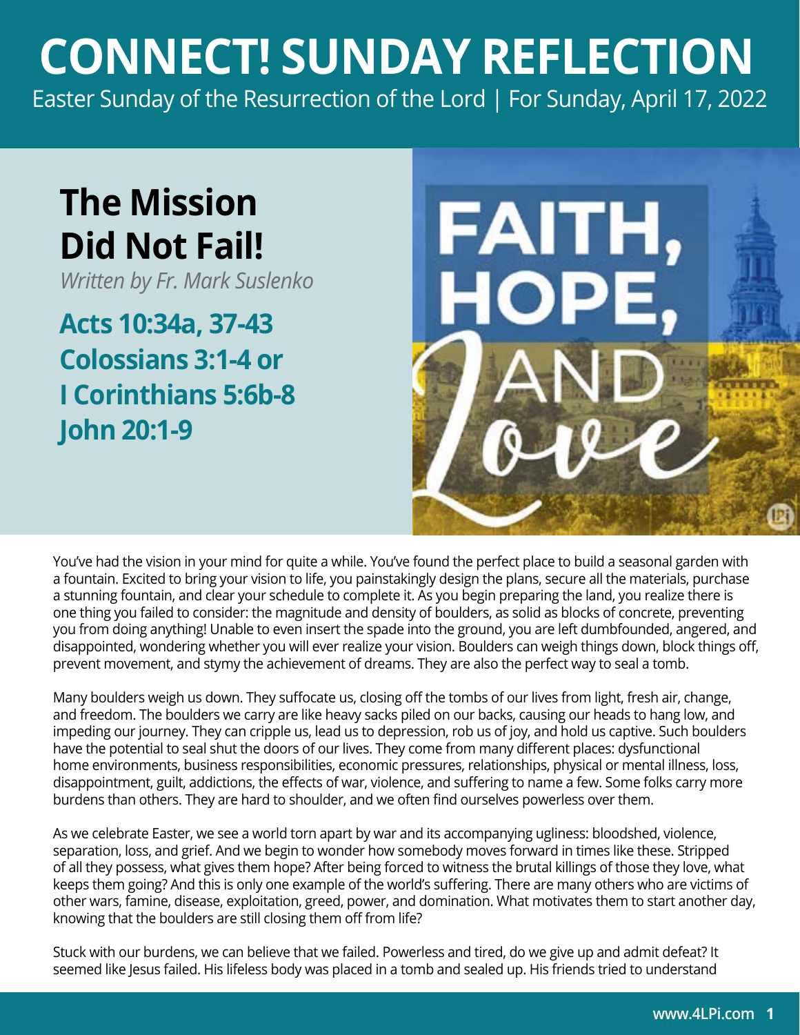# CONNECT! SUNDAY REFLECTION

Easter Sunday of the Resurrection of the Lord | For Sunday, April 17, 2022

## The Mission Did Not Fail!

*Written by Fr. Mark Suslenko*

**Acts 10:34a, 37-43**
**Colossians 3:1-4 or**
**I Corinthians 5:6b-8**
**John 20:1-9**

You've had the vision in your mind for quite a while. You've found the perfect place to build a seasonal garden with a fountain. Excited to bring your vision to life, you painstakingly design the plans, secure all the materials, purchase a stunning fountain, and clear your schedule to complete it. As you begin preparing the land, you realize there is one thing you failed to consider: the magnitude and density of boulders, as solid as blocks of concrete, preventing you from doing anything! Unable to even insert the spade into the ground, you are left dumbfounded, angered, and disappointed, wondering whether you will ever realize your vision. Boulders can weigh things down, block things off, prevent movement, and stymy the achievement of dreams. They are also the perfect way to seal a tomb.

Many boulders weigh us down. They suffocate us, closing off the tombs of our lives from light, fresh air, change, and freedom. The boulders we carry are like heavy sacks piled on our backs, causing our heads to hang low, and impeding our journey. They can cripple us, lead us to depression, rob us of joy, and hold us captive. Such boulders have the potential to seal shut the doors of our lives. They come from many different places: dysfunctional home environments, business responsibilities, economic pressures, relationships, physical or mental illness, loss, disappointment, guilt, addictions, the effects of war, violence, and suffering to name a few. Some folks carry more burdens than others. They are hard to shoulder, and we often find ourselves powerless over them.

As we celebrate Easter, we see a world torn apart by war and its accompanying ugliness: bloodshed, violence, separation, loss, and grief. And we begin to wonder how somebody moves forward in times like these. Stripped of all they possess, what gives them hope? After being forced to witness the brutal killings of those they love, what keeps them going? And this is only one example of the world's suffering. There are many others who are victims of other wars, famine, disease, exploitation, greed, power, and domination. What motivates them to start another day, knowing that the boulders are still closing them off from life?

Stuck with our burdens, we can believe that we failed. Powerless and tired, do we give up and admit defeat? It seemed like Jesus failed. His lifeless body was placed in a tomb and sealed up. His friends tried to understand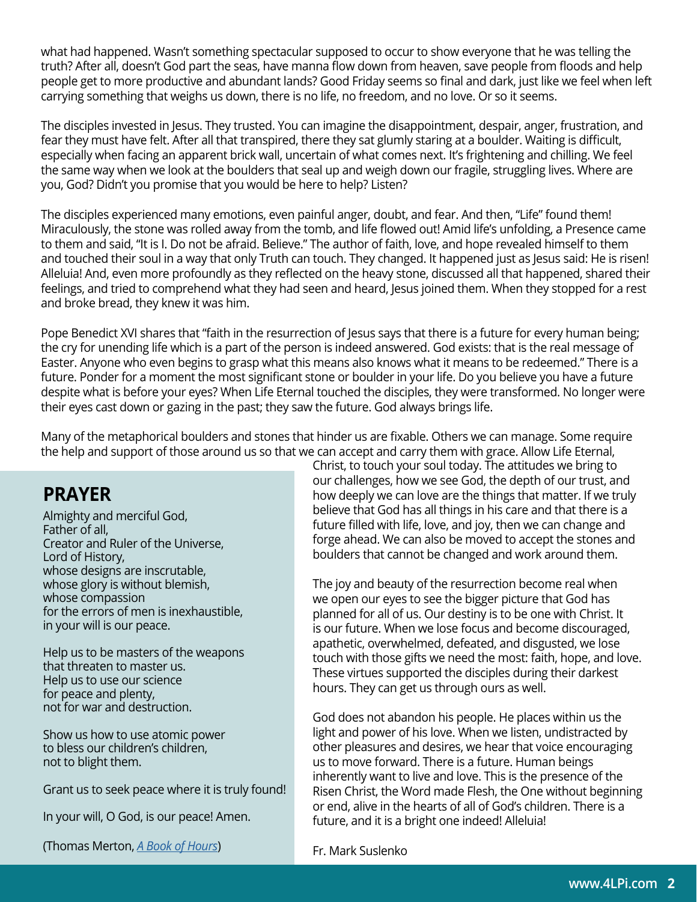what had happened. Wasn't something spectacular supposed to occur to show everyone that he was telling the truth? After all, doesn't God part the seas, have manna flow down from heaven, save people from floods and help people get to more productive and abundant lands? Good Friday seems so final and dark, just like we feel when left carrying something that weighs us down, there is no life, no freedom, and no love. Or so it seems.

The disciples invested in Jesus. They trusted. You can imagine the disappointment, despair, anger, frustration, and fear they must have felt. After all that transpired, there they sat glumly staring at a boulder. Waiting is difficult, especially when facing an apparent brick wall, uncertain of what comes next. It's frightening and chilling. We feel the same way when we look at the boulders that seal up and weigh down our fragile, struggling lives. Where are you, God? Didn't you promise that you would be here to help? Listen?

The disciples experienced many emotions, even painful anger, doubt, and fear. And then, "Life" found them! Miraculously, the stone was rolled away from the tomb, and life flowed out! Amid life's unfolding, a Presence came to them and said, "It is I. Do not be afraid. Believe." The author of faith, love, and hope revealed himself to them and touched their soul in a way that only Truth can touch. They changed. It happened just as Jesus said: He is risen! Alleluia! And, even more profoundly as they reflected on the heavy stone, discussed all that happened, shared their feelings, and tried to comprehend what they had seen and heard, Jesus joined them. When they stopped for a rest and broke bread, they knew it was him.

Pope Benedict XVI shares that "faith in the resurrection of Jesus says that there is a future for every human being; the cry for unending life which is a part of the person is indeed answered. God exists: that is the real message of Easter. Anyone who even begins to grasp what this means also knows what it means to be redeemed." There is a future. Ponder for a moment the most significant stone or boulder in your life. Do you believe you have a future despite what is before your eyes? When Life Eternal touched the disciples, they were transformed. No longer were their eyes cast down or gazing in the past; they saw the future. God always brings life.

Many of the metaphorical boulders and stones that hinder us are fixable. Others we can manage. Some require the help and support of those around us so that we can accept and carry them with grace. Allow Life Eternal, Christ, to touch your soul today. The attitudes we bring to our challenges, how we see God, the depth of our trust, and how deeply we can love are the things that matter. If we truly believe that God has all things in his care and that there is a future filled with life, love, and joy, then we can change and forge ahead. We can also be moved to accept the stones and boulders that cannot be changed and work around them.

The joy and beauty of the resurrection become real when we open our eyes to see the bigger picture that God has planned for all of us. Our destiny is to be one with Christ. It is our future. When we lose focus and become discouraged, apathetic, overwhelmed, defeated, and disgusted, we lose touch with those gifts we need the most: faith, hope, and love. These virtues supported the disciples during their darkest hours. They can get us through ours as well.

God does not abandon his people. He places within us the light and power of his love. When we listen, undistracted by other pleasures and desires, we hear that voice encouraging us to move forward. There is a future. Human beings inherently want to live and love. This is the presence of the Risen Christ, the Word made Flesh, the One without beginning or end, alive in the hearts of all of God's children. There is a future, and it is a bright one indeed! Alleluia!

Fr. Mark Suslenko

## PRAYER

Almighty and merciful God,
Father of all,
Creator and Ruler of the Universe,
Lord of History,
whose designs are inscrutable,
whose glory is without blemish,
whose compassion
for the errors of men is inexhaustible,
in your will is our peace.

Help us to be masters of the weapons
that threaten to master us.
Help us to use our science
for peace and plenty,
not for war and destruction.

Show us how to use atomic power
to bless our children's children,
not to blight them.

Grant us to seek peace where it is truly found!

In your will, O God, is our peace! Amen.

(Thomas Merton, *A Book of Hours*)